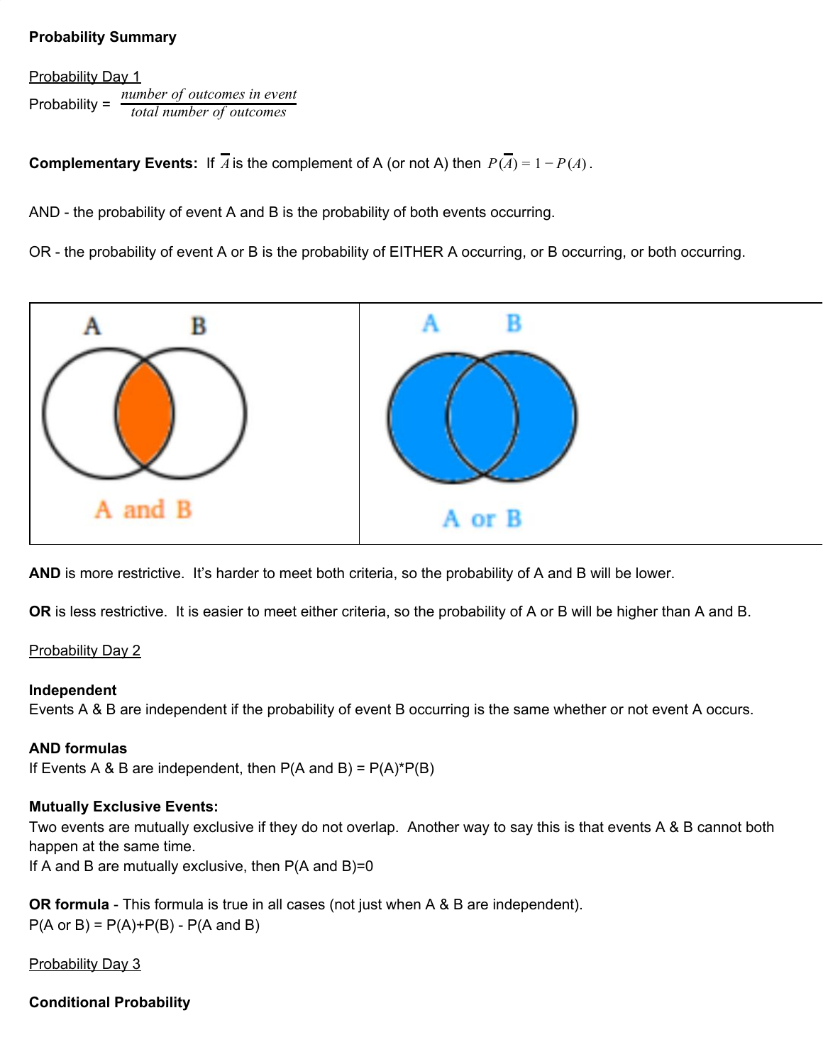**Probability Summary**

Probability Day 1

Probability = $\frac{\textit{number of outcomes in event}}{\textit{total number of outcomes}}$

**Complementary Events:** If $\overline{A}$ is the complement of A (or not A) then $P(\overline{A}) = 1 - P(A)$.

AND - the probability of event A and B is the probability of both events occurring.

OR - the probability of event A or B is the probability of EITHER A occurring, or B occurring, or both occurring.

| A and B | A or B |
| --- | --- |

**AND** is more restrictive. It's harder to meet both criteria, so the probability of A and B will be lower.

**OR** is less restrictive. It is easier to meet either criteria, so the probability of A or B will be higher than A and B.

Probability Day 2

**Independent**
Events A & B are independent if the probability of event B occurring is the same whether or not event A occurs.

**AND formulas**
If Events A & B are independent, then P(A and B) = P(A)*P(B)

**Mutually Exclusive Events:**
Two events are mutually exclusive if they do not overlap. Another way to say this is that events A & B cannot both happen at the same time.
If A and B are mutually exclusive, then P(A and B)=0

**OR formula** - This formula is true in all cases (not just when A & B are independent).
P(A or B) = P(A)+P(B) - P(A and B)

Probability Day 3

**Conditional Probability**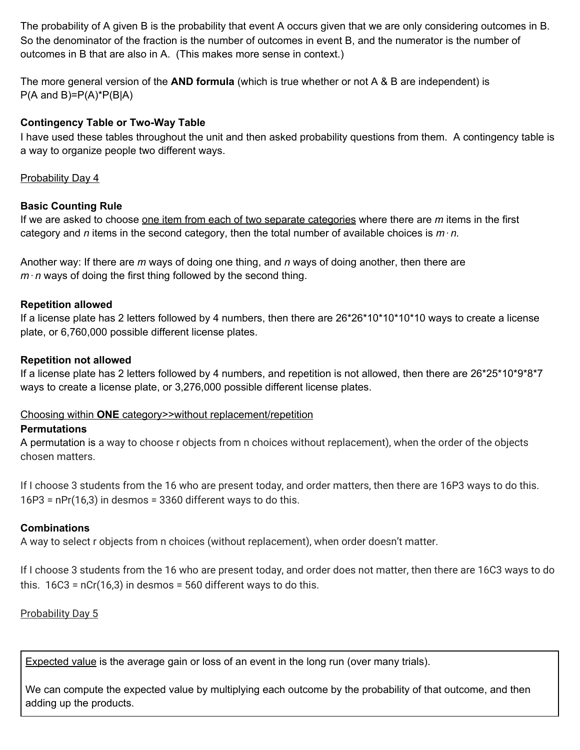The probability of A given B is the probability that event A occurs given that we are only considering outcomes in B. So the denominator of the fraction is the number of outcomes in event B, and the numerator is the number of outcomes in B that are also in A. (This makes more sense in context.)

The more general version of the **AND formula** (which is true whether or not A & B are independent) is
P(A and B)=P(A)*P(B|A)

**Contingency Table or Two-Way Table**
I have used these tables throughout the unit and then asked probability questions from them. A contingency table is a way to organize people two different ways.

<u>Probability Day 4</u>

**Basic Counting Rule**
If we are asked to choose <u>one item from each of two separate categories</u> where there are $m$ items in the first category and $n$ items in the second category, then the total number of available choices is $m \cdot n$.

Another way: If there are $m$ ways of doing one thing, and $n$ ways of doing another, then there are $m \cdot n$ ways of doing the first thing followed by the second thing.

**Repetition allowed**
If a license plate has 2 letters followed by 4 numbers, then there are 26*26*10*10*10*10 ways to create a license plate, or 6,760,000 possible different license plates.

**Repetition not allowed**
If a license plate has 2 letters followed by 4 numbers, and repetition is not allowed, then there are 26*25*10*9*8*7 ways to create a license plate, or 3,276,000 possible different license plates.

<u>Choosing within **ONE** category>>without replacement/repetition</u>

**Permutations**
A permutation is a way to choose r objects from n choices without replacement), when the order of the objects chosen matters.

If I choose 3 students from the 16 who are present today, and order matters, then there are 16P3 ways to do this. 16P3 = nPr(16,3) in desmos = 3360 different ways to do this.

**Combinations**
A way to select r objects from n choices (without replacement), when order doesn't matter.

If I choose 3 students from the 16 who are present today, and order does not matter, then there are 16C3 ways to do this. 16C3 = nCr(16,3) in desmos = 560 different ways to do this.

<u>Probability Day 5</u>

<u>Expected value</u> is the average gain or loss of an event in the long run (over many trials).

We can compute the expected value by multiplying each outcome by the probability of that outcome, and then adding up the products.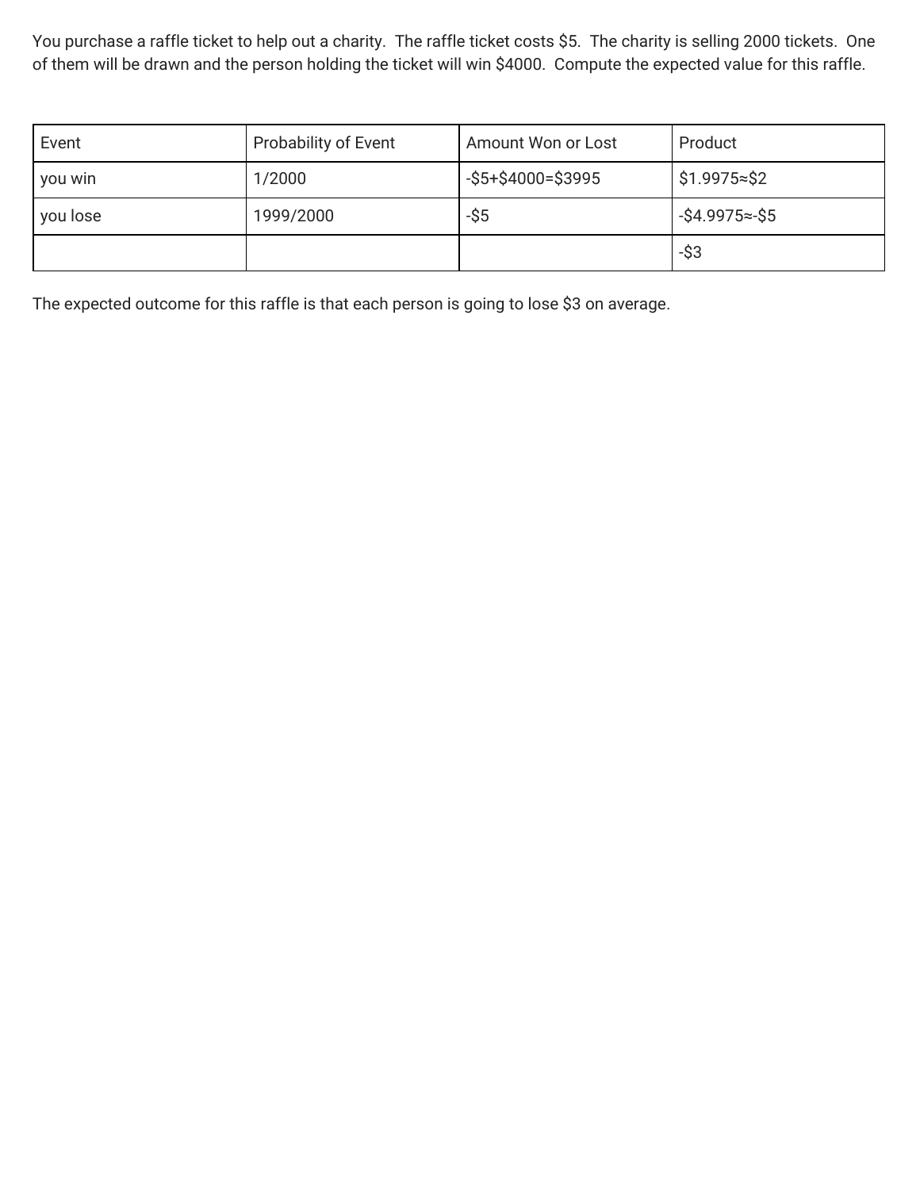You purchase a raffle ticket to help out a charity. The raffle ticket costs $5. The charity is selling 2000 tickets. One of them will be drawn and the person holding the ticket will win $4000. Compute the expected value for this raffle.

| Event | Probability of Event | Amount Won or Lost | Product |
|---|---|---|---|
| you win | 1/2000 | -$5+$4000=$3995 | $1.9975≈$2 |
| you lose | 1999/2000 | -$5 | -$4.9975≈-$5 |
| | | | -$3 |

The expected outcome for this raffle is that each person is going to lose $3 on average.